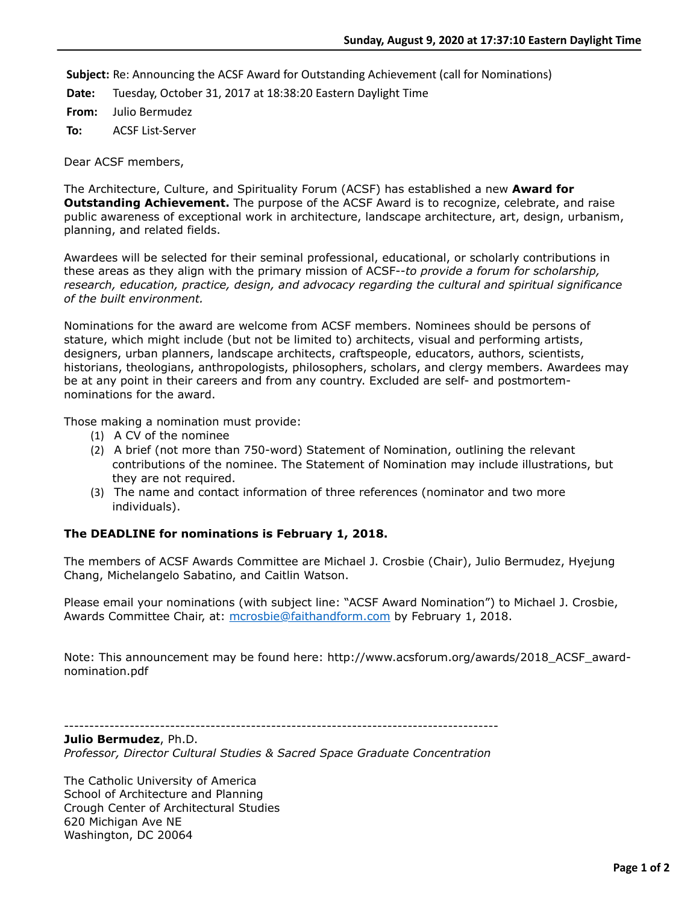**Subject:** Re: Announcing the ACSF Award for Outstanding Achievement (call for Nominations)

**Date:** Tuesday, October 31, 2017 at 18:38:20 Eastern Daylight Time

**From:** Julio Bermudez

**To:** ACSF List-Server

Dear ACSF members,

The Architecture, Culture, and Spirituality Forum (ACSF) has established a new **Award for Outstanding Achievement.** The purpose of the ACSF Award is to recognize, celebrate, and raise public awareness of exceptional work in architecture, landscape architecture, art, design, urbanism, planning, and related fields.

Awardees will be selected for their seminal professional, educational, or scholarly contributions in these areas as they align with the primary mission of ACSF--*to provide a forum for scholarship, research, education, practice, design, and advocacy regarding the cultural and spiritual significance of the built environment.*

Nominations for the award are welcome from ACSF members. Nominees should be persons of stature, which might include (but not be limited to) architects, visual and performing artists, designers, urban planners, landscape architects, craftspeople, educators, authors, scientists, historians, theologians, anthropologists, philosophers, scholars, and clergy members. Awardees may be at any point in their careers and from any country. Excluded are self- and postmortem-nominations for the award.

Those making a nomination must provide:

1. A CV of the nominee
2. A brief (not more than 750-word) Statement of Nomination, outlining the relevant contributions of the nominee. The Statement of Nomination may include illustrations, but they are not required.
3. The name and contact information of three references (nominator and two more individuals).

**The DEADLINE for nominations is February 1, 2018.**

The members of ACSF Awards Committee are Michael J. Crosbie (Chair), Julio Bermudez, Hyejung Chang, Michelangelo Sabatino, and Caitlin Watson.

Please email your nominations (with subject line: "ACSF Award Nomination") to Michael J. Crosbie, Awards Committee Chair, at: mcrosbie@faithandform.com by February 1, 2018.

Note: This announcement may be found here: http://www.acsforum.org/awards/2018_ACSF_award-nomination.pdf

------------------------------------------------------------------------------------

**Julio Bermudez**, Ph.D.
*Professor, Director Cultural Studies & Sacred Space Graduate Concentration*

The Catholic University of America
School of Architecture and Planning
Crough Center of Architectural Studies
620 Michigan Ave NE
Washington, DC 20064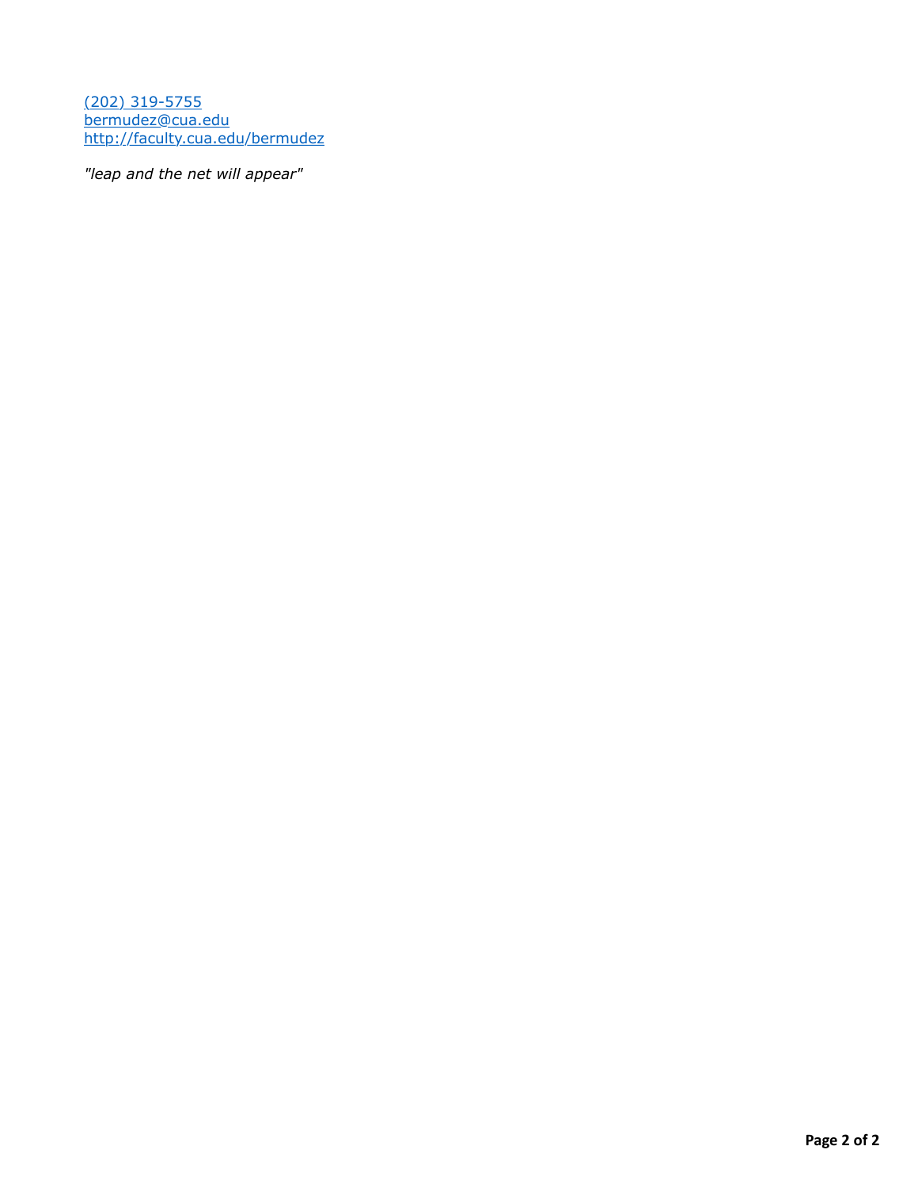(202) 319-5755
bermudez@cua.edu
http://faculty.cua.edu/bermudez

*"leap and the net will appear"*